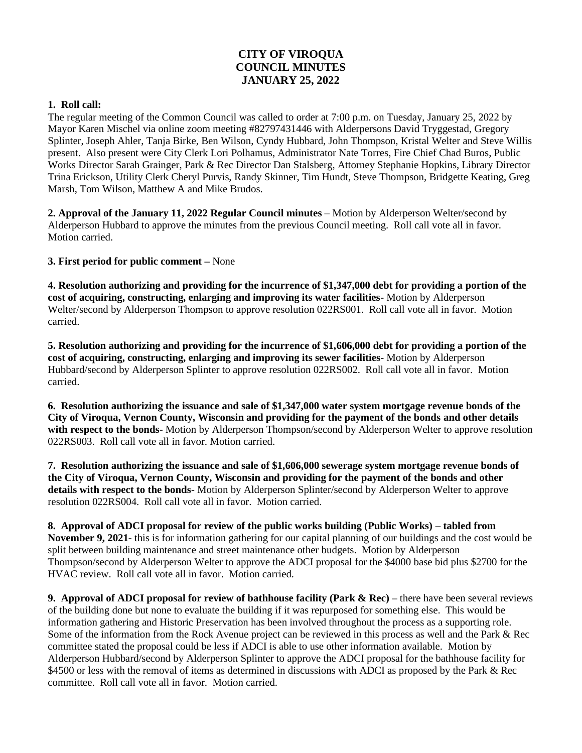# CITY OF VIROQUA
# COUNCIL MINUTES
# JANUARY 25, 2022

**1. Roll call:**

The regular meeting of the Common Council was called to order at 7:00 p.m. on Tuesday, January 25, 2022 by Mayor Karen Mischel via online zoom meeting #82797431446 with Alderpersons David Tryggestad, Gregory Splinter, Joseph Ahler, Tanja Birke, Ben Wilson, Cyndy Hubbard, John Thompson, Kristal Welter and Steve Willis present. Also present were City Clerk Lori Polhamus, Administrator Nate Torres, Fire Chief Chad Buros, Public Works Director Sarah Grainger, Park & Rec Director Dan Stalsberg, Attorney Stephanie Hopkins, Library Director Trina Erickson, Utility Clerk Cheryl Purvis, Randy Skinner, Tim Hundt, Steve Thompson, Bridgette Keating, Greg Marsh, Tom Wilson, Matthew A and Mike Brudos.

**2. Approval of the January 11, 2022 Regular Council minutes** – Motion by Alderperson Welter/second by Alderperson Hubbard to approve the minutes from the previous Council meeting. Roll call vote all in favor. Motion carried.

**3. First period for public comment –** None

**4. Resolution authorizing and providing for the incurrence of $1,347,000 debt for providing a portion of the cost of acquiring, constructing, enlarging and improving its water facilities**- Motion by Alderperson Welter/second by Alderperson Thompson to approve resolution 022RS001. Roll call vote all in favor. Motion carried.

**5. Resolution authorizing and providing for the incurrence of $1,606,000 debt for providing a portion of the cost of acquiring, constructing, enlarging and improving its sewer facilities**- Motion by Alderperson Hubbard/second by Alderperson Splinter to approve resolution 022RS002. Roll call vote all in favor. Motion carried.

**6. Resolution authorizing the issuance and sale of $1,347,000 water system mortgage revenue bonds of the City of Viroqua, Vernon County, Wisconsin and providing for the payment of the bonds and other details with respect to the bonds**- Motion by Alderperson Thompson/second by Alderperson Welter to approve resolution 022RS003. Roll call vote all in favor. Motion carried.

**7. Resolution authorizing the issuance and sale of $1,606,000 sewerage system mortgage revenue bonds of the City of Viroqua, Vernon County, Wisconsin and providing for the payment of the bonds and other details with respect to the bonds**- Motion by Alderperson Splinter/second by Alderperson Welter to approve resolution 022RS004. Roll call vote all in favor. Motion carried.

**8. Approval of ADCI proposal for review of the public works building (Public Works) – tabled from November 9, 2021**- this is for information gathering for our capital planning of our buildings and the cost would be split between building maintenance and street maintenance other budgets. Motion by Alderperson Thompson/second by Alderperson Welter to approve the ADCI proposal for the $4000 base bid plus $2700 for the HVAC review. Roll call vote all in favor. Motion carried.

**9. Approval of ADCI proposal for review of bathhouse facility (Park & Rec) –** there have been several reviews of the building done but none to evaluate the building if it was repurposed for something else. This would be information gathering and Historic Preservation has been involved throughout the process as a supporting role. Some of the information from the Rock Avenue project can be reviewed in this process as well and the Park & Rec committee stated the proposal could be less if ADCI is able to use other information available. Motion by Alderperson Hubbard/second by Alderperson Splinter to approve the ADCI proposal for the bathhouse facility for $4500 or less with the removal of items as determined in discussions with ADCI as proposed by the Park & Rec committee. Roll call vote all in favor. Motion carried.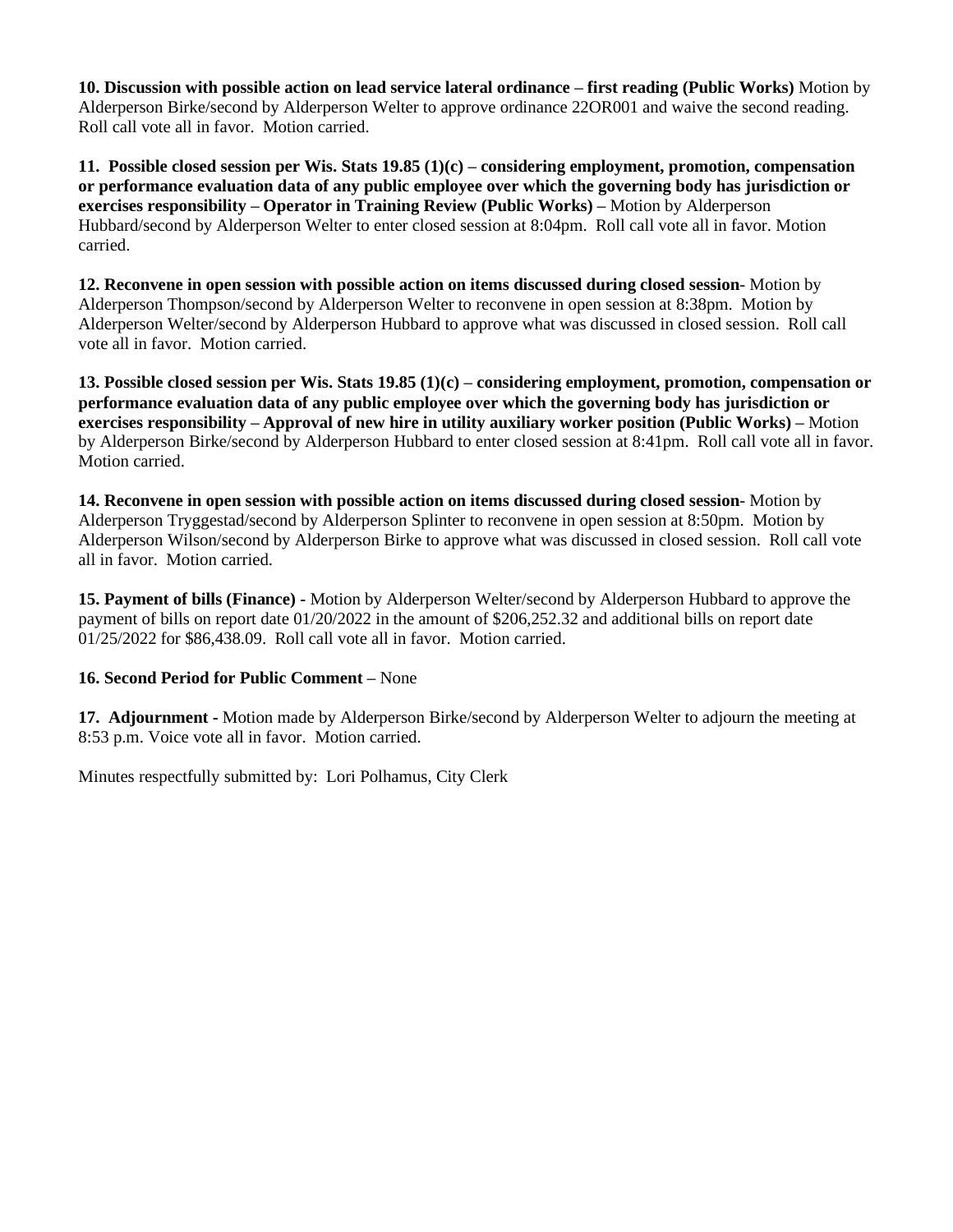**10. Discussion with possible action on lead service lateral ordinance – first reading (Public Works)** Motion by Alderperson Birke/second by Alderperson Welter to approve ordinance 22OR001 and waive the second reading. Roll call vote all in favor. Motion carried.

**11. Possible closed session per Wis. Stats 19.85 (1)(c) – considering employment, promotion, compensation or performance evaluation data of any public employee over which the governing body has jurisdiction or exercises responsibility – Operator in Training Review (Public Works) –** Motion by Alderperson Hubbard/second by Alderperson Welter to enter closed session at 8:04pm. Roll call vote all in favor. Motion carried.

**12. Reconvene in open session with possible action on items discussed during closed session**- Motion by Alderperson Thompson/second by Alderperson Welter to reconvene in open session at 8:38pm. Motion by Alderperson Welter/second by Alderperson Hubbard to approve what was discussed in closed session. Roll call vote all in favor. Motion carried.

**13. Possible closed session per Wis. Stats 19.85 (1)(c) – considering employment, promotion, compensation or performance evaluation data of any public employee over which the governing body has jurisdiction or exercises responsibility – Approval of new hire in utility auxiliary worker position (Public Works) –** Motion by Alderperson Birke/second by Alderperson Hubbard to enter closed session at 8:41pm. Roll call vote all in favor. Motion carried.

**14. Reconvene in open session with possible action on items discussed during closed session**- Motion by Alderperson Tryggestad/second by Alderperson Splinter to reconvene in open session at 8:50pm. Motion by Alderperson Wilson/second by Alderperson Birke to approve what was discussed in closed session. Roll call vote all in favor. Motion carried.

**15. Payment of bills (Finance) -** Motion by Alderperson Welter/second by Alderperson Hubbard to approve the payment of bills on report date 01/20/2022 in the amount of $206,252.32 and additional bills on report date 01/25/2022 for $86,438.09. Roll call vote all in favor. Motion carried.

**16. Second Period for Public Comment –** None

**17. Adjournment -** Motion made by Alderperson Birke/second by Alderperson Welter to adjourn the meeting at 8:53 p.m. Voice vote all in favor. Motion carried.

Minutes respectfully submitted by: Lori Polhamus, City Clerk